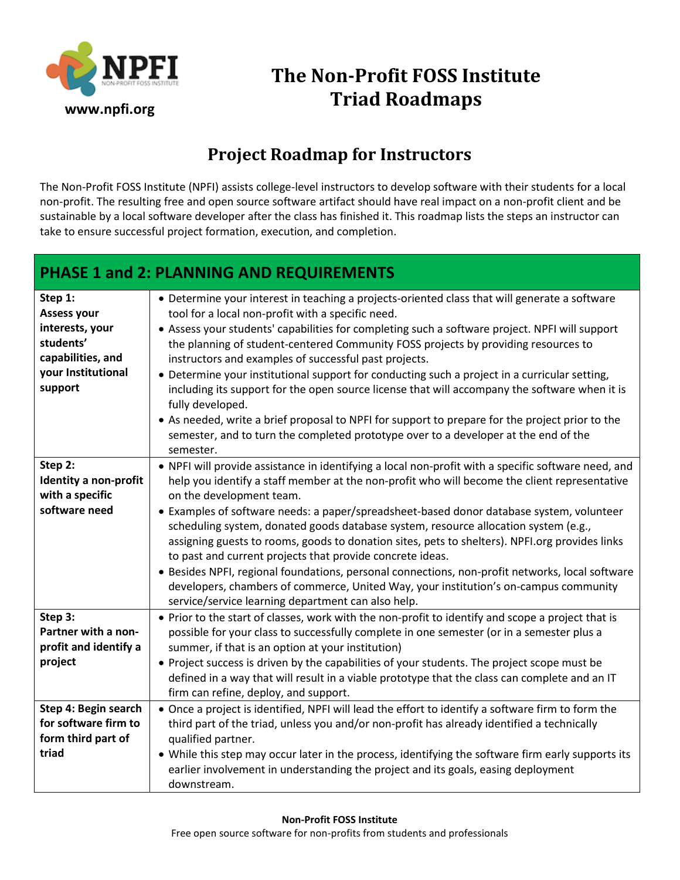www.npfi.org

# The Non-Profit FOSS Institute Triad Roadmaps

## Project Roadmap for Instructors

The Non-Profit FOSS Institute (NPFI) assists college-level instructors to develop software with their students for a local non-profit. The resulting free and open source software artifact should have real impact on a non-profit client and be sustainable by a local software developer after the class has finished it. This roadmap lists the steps an instructor can take to ensure successful project formation, execution, and completion.

| PHASE 1 and 2: PLANNING AND REQUIREMENTS | |
|---|---|
| **Step 1: Assess your interests, your students' capabilities, and your Institutional support** | • Determine your interest in teaching a projects-oriented class that will generate a software tool for a local non-profit with a specific need.<br>• Assess your students' capabilities for completing such a software project. NPFI will support the planning of student-centered Community FOSS projects by providing resources to instructors and examples of successful past projects.<br>• Determine your institutional support for conducting such a project in a curricular setting, including its support for the open source license that will accompany the software when it is fully developed.<br>• As needed, write a brief proposal to NPFI for support to prepare for the project prior to the semester, and to turn the completed prototype over to a developer at the end of the semester. |
| **Step 2: Identity a non-profit with a specific software need** | • NPFI will provide assistance in identifying a local non-profit with a specific software need, and help you identify a staff member at the non-profit who will become the client representative on the development team.<br>• Examples of software needs: a paper/spreadsheet-based donor database system, volunteer scheduling system, donated goods database system, resource allocation system (e.g., assigning guests to rooms, goods to donation sites, pets to shelters). NPFI.org provides links to past and current projects that provide concrete ideas.<br>• Besides NPFI, regional foundations, personal connections, non-profit networks, local software developers, chambers of commerce, United Way, your institution's on-campus community service/service learning department can also help. |
| **Step 3: Partner with a non-profit and identify a project** | • Prior to the start of classes, work with the non-profit to identify and scope a project that is possible for your class to successfully complete in one semester (or in a semester plus a summer, if that is an option at your institution)<br>• Project success is driven by the capabilities of your students. The project scope must be defined in a way that will result in a viable prototype that the class can complete and an IT firm can refine, deploy, and support. |
| **Step 4: Begin search for software firm to form third part of triad** | • Once a project is identified, NPFI will lead the effort to identify a software firm to form the third part of the triad, unless you and/or non-profit has already identified a technically qualified partner.<br>• While this step may occur later in the process, identifying the software firm early supports its earlier involvement in understanding the project and its goals, easing deployment downstream. |

**Non-Profit FOSS Institute**
Free open source software for non-profits from students and professionals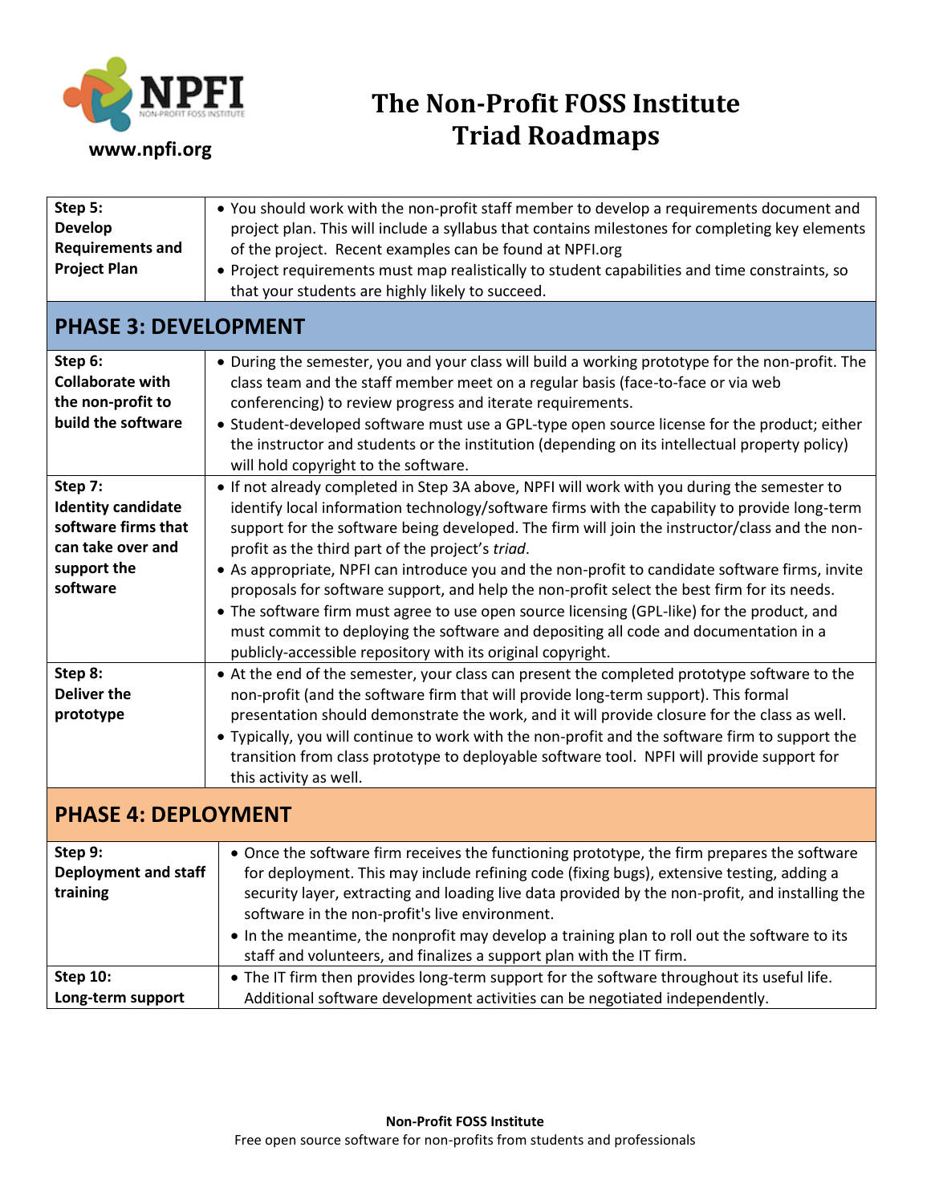# The Non-Profit FOSS Institute Triad Roadmaps

www.npfi.org

| | |
|---|---|
| **Step 5: Develop Requirements and Project Plan** | • You should work with the non-profit staff member to develop a requirements document and project plan. This will include a syllabus that contains milestones for completing key elements of the project. Recent examples can be found at NPFI.org<br>• Project requirements must map realistically to student capabilities and time constraints, so that your students are highly likely to succeed. |

## PHASE 3: DEVELOPMENT

| | |
|---|---|
| **Step 6: Collaborate with the non-profit to build the software** | • During the semester, you and your class will build a working prototype for the non-profit. The class team and the staff member meet on a regular basis (face-to-face or via web conferencing) to review progress and iterate requirements.<br>• Student-developed software must use a GPL-type open source license for the product; either the instructor and students or the institution (depending on its intellectual property policy) will hold copyright to the software. |
| **Step 7: Identity candidate software firms that can take over and support the software** | • If not already completed in Step 3A above, NPFI will work with you during the semester to identify local information technology/software firms with the capability to provide long-term support for the software being developed. The firm will join the instructor/class and the non-profit as the third part of the project's *triad*.<br>• As appropriate, NPFI can introduce you and the non-profit to candidate software firms, invite proposals for software support, and help the non-profit select the best firm for its needs.<br>• The software firm must agree to use open source licensing (GPL-like) for the product, and must commit to deploying the software and depositing all code and documentation in a publicly-accessible repository with its original copyright. |
| **Step 8: Deliver the prototype** | • At the end of the semester, your class can present the completed prototype software to the non-profit (and the software firm that will provide long-term support). This formal presentation should demonstrate the work, and it will provide closure for the class as well.<br>• Typically, you will continue to work with the non-profit and the software firm to support the transition from class prototype to deployable software tool. NPFI will provide support for this activity as well. |

## PHASE 4: DEPLOYMENT

| | |
|---|---|
| **Step 9: Deployment and staff training** | • Once the software firm receives the functioning prototype, the firm prepares the software for deployment. This may include refining code (fixing bugs), extensive testing, adding a security layer, extracting and loading live data provided by the non-profit, and installing the software in the non-profit's live environment.<br>• In the meantime, the nonprofit may develop a training plan to roll out the software to its staff and volunteers, and finalizes a support plan with the IT firm. |
| **Step 10: Long-term support** | • The IT firm then provides long-term support for the software throughout its useful life. Additional software development activities can be negotiated independently. |

**Non-Profit FOSS Institute**
Free open source software for non-profits from students and professionals